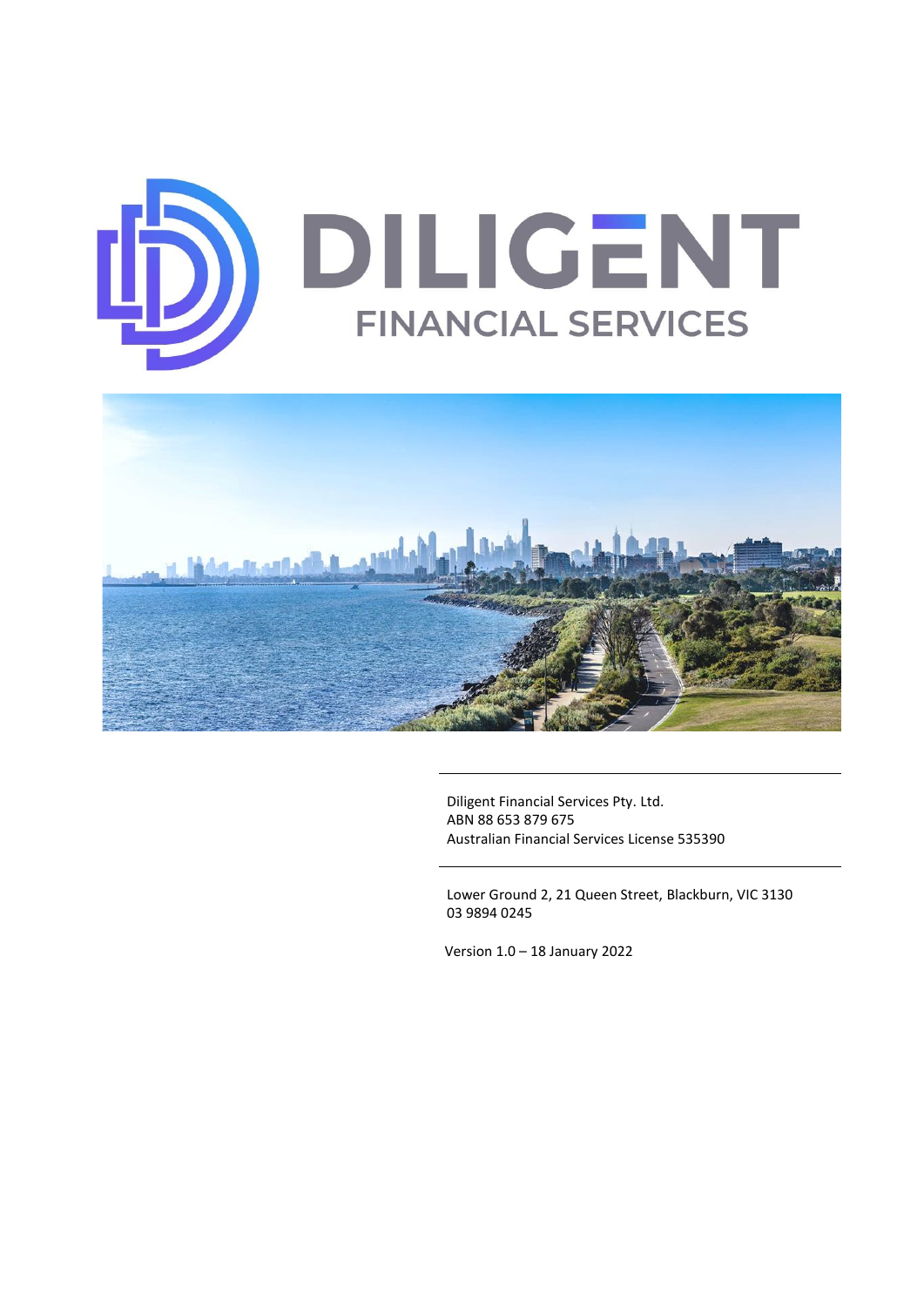# DILIGENT

## FINANCIAL SERVICES

Diligent Financial Services Pty. Ltd.
ABN 88 653 879 675
Australian Financial Services License 535390

Lower Ground 2, 21 Queen Street, Blackburn, VIC 3130
03 9894 0245

Version 1.0 – 18 January 2022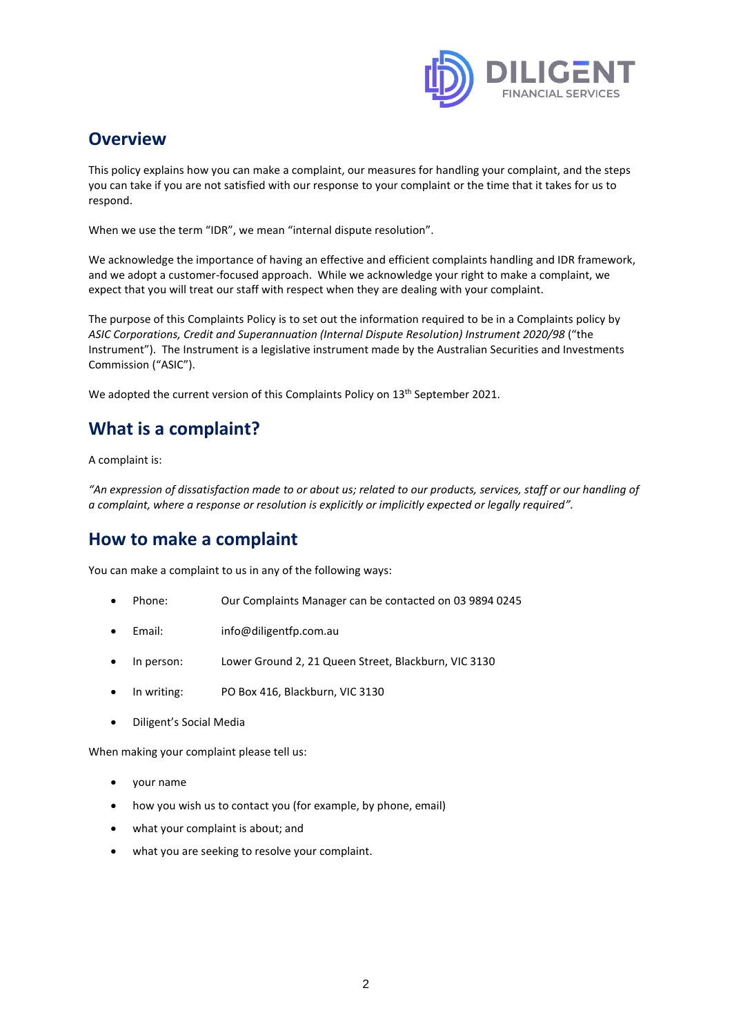## Overview

This policy explains how you can make a complaint, our measures for handling your complaint, and the steps you can take if you are not satisfied with our response to your complaint or the time that it takes for us to respond.

When we use the term "IDR", we mean "internal dispute resolution".

We acknowledge the importance of having an effective and efficient complaints handling and IDR framework, and we adopt a customer-focused approach. While we acknowledge your right to make a complaint, we expect that you will treat our staff with respect when they are dealing with your complaint.

The purpose of this Complaints Policy is to set out the information required to be in a Complaints policy by *ASIC Corporations, Credit and Superannuation (Internal Dispute Resolution) Instrument 2020/98* ("the Instrument"). The Instrument is a legislative instrument made by the Australian Securities and Investments Commission ("ASIC").

We adopted the current version of this Complaints Policy on 13th September 2021.

## What is a complaint?

A complaint is:

*"An expression of dissatisfaction made to or about us; related to our products, services, staff or our handling of a complaint, where a response or resolution is explicitly or implicitly expected or legally required".*

## How to make a complaint

You can make a complaint to us in any of the following ways:

- Phone: Our Complaints Manager can be contacted on 03 9894 0245
- Email: info@diligentfp.com.au
- In person: Lower Ground 2, 21 Queen Street, Blackburn, VIC 3130
- In writing: PO Box 416, Blackburn, VIC 3130
- Diligent's Social Media

When making your complaint please tell us:

- your name
- how you wish us to contact you (for example, by phone, email)
- what your complaint is about; and
- what you are seeking to resolve your complaint.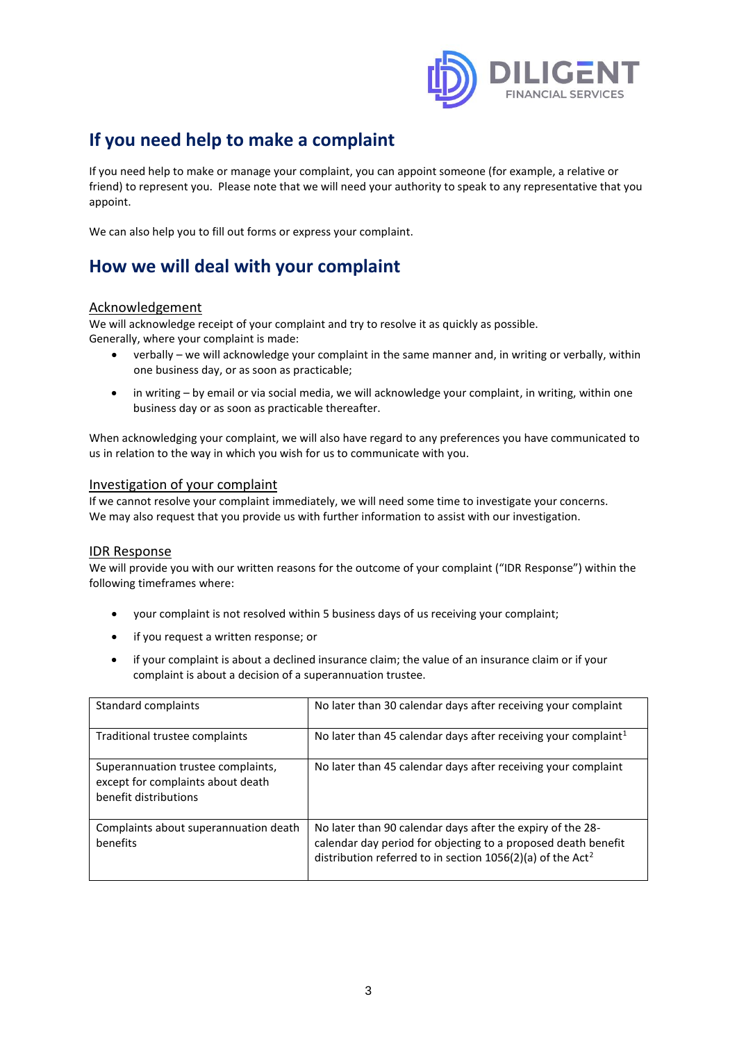## If you need help to make a complaint

If you need help to make or manage your complaint, you can appoint someone (for example, a relative or friend) to represent you. Please note that we will need your authority to speak to any representative that you appoint.

We can also help you to fill out forms or express your complaint.

## How we will deal with your complaint

### Acknowledgement

We will acknowledge receipt of your complaint and try to resolve it as quickly as possible.
Generally, where your complaint is made:

- verbally – we will acknowledge your complaint in the same manner and, in writing or verbally, within one business day, or as soon as practicable;
- in writing – by email or via social media, we will acknowledge your complaint, in writing, within one business day or as soon as practicable thereafter.

When acknowledging your complaint, we will also have regard to any preferences you have communicated to us in relation to the way in which you wish for us to communicate with you.

### Investigation of your complaint

If we cannot resolve your complaint immediately, we will need some time to investigate your concerns. We may also request that you provide us with further information to assist with our investigation.

### IDR Response

We will provide you with our written reasons for the outcome of your complaint ("IDR Response") within the following timeframes where:

- your complaint is not resolved within 5 business days of us receiving your complaint;
- if you request a written response; or
- if your complaint is about a declined insurance claim; the value of an insurance claim or if your complaint is about a decision of a superannuation trustee.

| Standard complaints | No later than 30 calendar days after receiving your complaint |
|---|---|
| Traditional trustee complaints | No later than 45 calendar days after receiving your complaint[1] |
| Superannuation trustee complaints, except for complaints about death benefit distributions | No later than 45 calendar days after receiving your complaint |
| Complaints about superannuation death benefits | No later than 90 calendar days after the expiry of the 28-calendar day period for objecting to a proposed death benefit distribution referred to in section 1056(2)(a) of the Act[2] |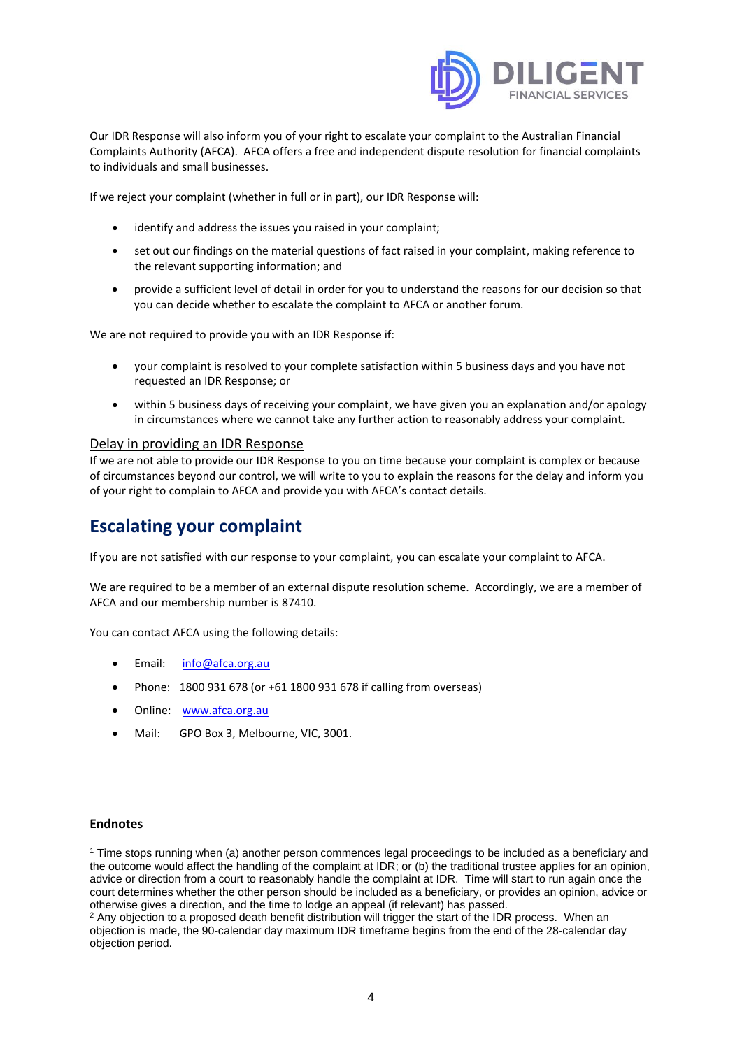Our IDR Response will also inform you of your right to escalate your complaint to the Australian Financial Complaints Authority (AFCA). AFCA offers a free and independent dispute resolution for financial complaints to individuals and small businesses.

If we reject your complaint (whether in full or in part), our IDR Response will:

- identify and address the issues you raised in your complaint;
- set out our findings on the material questions of fact raised in your complaint, making reference to the relevant supporting information; and
- provide a sufficient level of detail in order for you to understand the reasons for our decision so that you can decide whether to escalate the complaint to AFCA or another forum.

We are not required to provide you with an IDR Response if:

- your complaint is resolved to your complete satisfaction within 5 business days and you have not requested an IDR Response; or
- within 5 business days of receiving your complaint, we have given you an explanation and/or apology in circumstances where we cannot take any further action to reasonably address your complaint.

### Delay in providing an IDR Response

If we are not able to provide our IDR Response to you on time because your complaint is complex or because of circumstances beyond our control, we will write to you to explain the reasons for the delay and inform you of your right to complain to AFCA and provide you with AFCA's contact details.

## Escalating your complaint

If you are not satisfied with our response to your complaint, you can escalate your complaint to AFCA.

We are required to be a member of an external dispute resolution scheme. Accordingly, we are a member of AFCA and our membership number is 87410.

You can contact AFCA using the following details:

- Email: info@afca.org.au
- Phone: 1800 931 678 (or +61 1800 931 678 if calling from overseas)
- Online: www.afca.org.au
- Mail: GPO Box 3, Melbourne, VIC, 3001.

**Endnotes**

[1] Time stops running when (a) another person commences legal proceedings to be included as a beneficiary and the outcome would affect the handling of the complaint at IDR; or (b) the traditional trustee applies for an opinion, advice or direction from a court to reasonably handle the complaint at IDR. Time will start to run again once the court determines whether the other person should be included as a beneficiary, or provides an opinion, advice or otherwise gives a direction, and the time to lodge an appeal (if relevant) has passed.

[2] Any objection to a proposed death benefit distribution will trigger the start of the IDR process. When an objection is made, the 90-calendar day maximum IDR timeframe begins from the end of the 28-calendar day objection period.